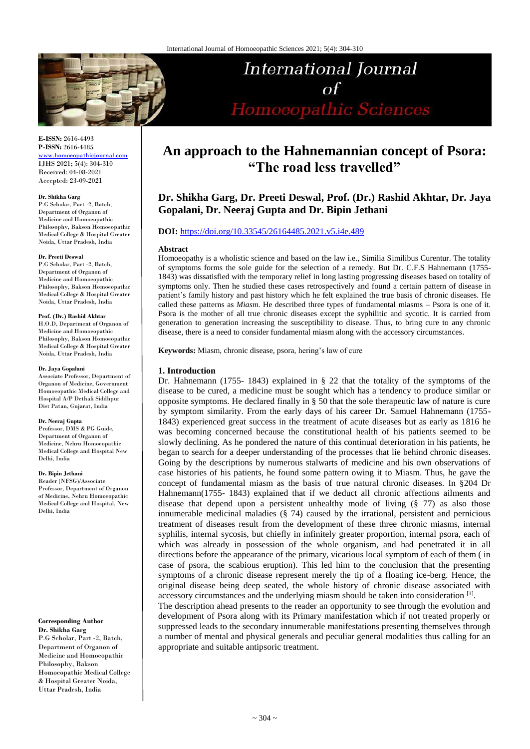# An approach to the Hahnemannian concept of Psora: "The road less travelled"

**Dr. Shikha Garg, Dr. Preeti Deswal, Prof. (Dr.) Rashid Akhtar, Dr. Jaya Gopalani, Dr. Neeraj Gupta and Dr. Bipin Jethani**

**DOI:** https://doi.org/10.33545/26164485.2021.v5.i4e.489

E-ISSN: 2616-4493
P-ISSN: 2616-4485
www.homoeopathicjournal.com
IJHS 2021; 5(4): 304-310
Received: 04-08-2021
Accepted: 23-09-2021

**Dr. Shikha Garg**
P.G Scholar, Part -2, Batch, Department of Organon of Medicine and Homoeopathic Philosophy, Bakson Homoeopathic Medical College & Hospital Greater Noida, Uttar Pradesh, India

**Dr. Preeti Deswal**
P.G Scholar, Part -2, Batch, Department of Organon of Medicine and Homoeopathic Philosophy, Bakson Homoeopathic Medical College & Hospital Greater Noida, Uttar Pradesh, India

**Prof. (Dr.) Rashid Akhtar**
H.O.D, Department of Organon of Medicine and Homoeopathic Philosophy, Bakson Homoeopathic Medical College & Hospital Greater Noida, Uttar Pradesh, India

**Dr. Jaya Gopalani**
Associate Professor, Department of Organon of Medicine, Government Homoeopathic Medical College and Hospital A/P Dethali Siddhpur Dist Patan, Gujarat, India

**Dr. Neeraj Gupta**
Professor, DMS & PG Guide, Department of Organon of Medicine, Nehru Homoeopathic Medical College and Hospital New Delhi, India

**Dr. Bipin Jethani**
Reader (NFSG)/Associate Professor, Department of Organon of Medicine, Nehru Homoeopathic Medical College and Hospital, New Delhi, India

**Corresponding Author**
**Dr. Shikha Garg**
P.G Scholar, Part -2, Batch, Department of Organon of Medicine and Homoeopathic Philosophy, Bakson Homoeopathic Medical College & Hospital Greater Noida, Uttar Pradesh, India

### Abstract

Homoeopathy is a wholistic science and based on the law i.e., Similia Similibus Curentur. The totality of symptoms forms the sole guide for the selection of a remedy. But Dr. C.F.S Hahnemann (1755-1843) was dissatisfied with the temporary relief in long lasting progressing diseases based on totality of symptoms only. Then he studied these cases retrospectively and found a certain pattern of disease in patient's family history and past history which he felt explained the true basis of chronic diseases. He called these patterns as *Miasm*. He described three types of fundamental miasms – Psora is one of it. Psora is the mother of all true chronic diseases except the syphilitic and sycotic. It is carried from generation to generation increasing the susceptibility to disease. Thus, to bring cure to any chronic disease, there is a need to consider fundamental miasm along with the accessory circumstances.

**Keywords:** Miasm, chronic disease, psora, hering's law of cure

## 1. Introduction

Dr. Hahnemann (1755- 1843) explained in § 22 that the totality of the symptoms of the disease to be cured, a medicine must be sought which has a tendency to produce similar or opposite symptoms. He declared finally in § 50 that the sole therapeutic law of nature is cure by symptom similarity. From the early days of his career Dr. Samuel Hahnemann (1755-1843) experienced great success in the treatment of acute diseases but as early as 1816 he was becoming concerned because the constitutional health of his patients seemed to be slowly declining. As he pondered the nature of this continual deterioration in his patients, he began to search for a deeper understanding of the processes that lie behind chronic diseases. Going by the descriptions by numerous stalwarts of medicine and his own observations of case histories of his patients, he found some pattern owing it to Miasm. Thus, he gave the concept of fundamental miasm as the basis of true natural chronic diseases. In §204 Dr Hahnemann(1755- 1843) explained that if we deduct all chronic affections ailments and disease that depend upon a persistent unhealthy mode of living (§ 77) as also those innumerable medicinal maladies (§ 74) caused by the irrational, persistent and pernicious treatment of diseases result from the development of these three chronic miasms, internal syphilis, internal sycosis, but chiefly in infinitely greater proportion, internal psora, each of which was already in possession of the whole organism, and had penetrated it in all directions before the appearance of the primary, vicarious local symptom of each of them ( in case of psora, the scabious eruption). This led him to the conclusion that the presenting symptoms of a chronic disease represent merely the tip of a floating ice-berg. Hence, the original disease being deep seated, the whole history of chronic disease associated with accessory circumstances and the underlying miasm should be taken into consideration [1].

The description ahead presents to the reader an opportunity to see through the evolution and development of Psora along with its Primary manifestation which if not treated properly or suppressed leads to the secondary innumerable manifestations presenting themselves through a number of mental and physical generals and peculiar general modalities thus calling for an appropriate and suitable antipsoric treatment.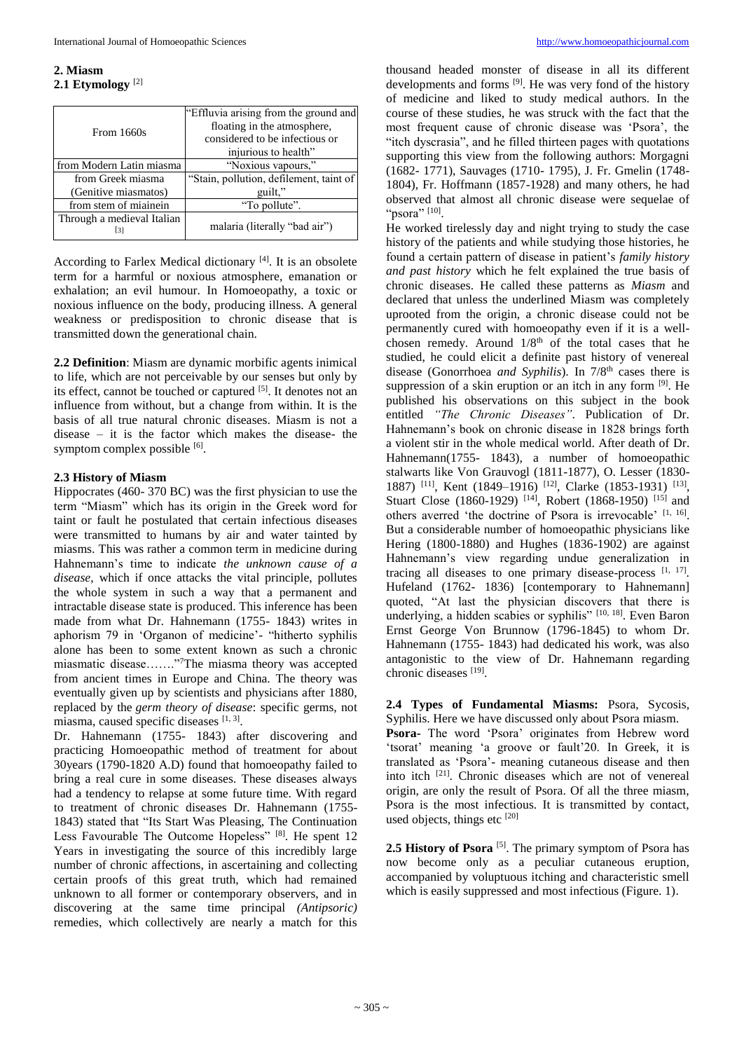## 2. Miasm

### 2.1 Etymology [2]

| From 1660s | "Effluvia arising from the ground and floating in the atmosphere, considered to be infectious or injurious to health" |
|---|---|
| from Modern Latin miasma | "Noxious vapours," |
| from Greek miasma (Genitive miasmatos) | "Stain, pollution, defilement, taint of guilt," |
| from stem of miainein | "To pollute". |
| Through a medieval Italian [3] | malaria (literally "bad air") |

According to Farlex Medical dictionary [4]. It is an obsolete term for a harmful or noxious atmosphere, emanation or exhalation; an evil humour. In Homoeopathy, a toxic or noxious influence on the body, producing illness. A general weakness or predisposition to chronic disease that is transmitted down the generational chain.

**2.2 Definition**: Miasm are dynamic morbific agents inimical to life, which are not perceivable by our senses but only by its effect, cannot be touched or captured [5]. It denotes not an influence from without, but a change from within. It is the basis of all true natural chronic diseases. Miasm is not a disease – it is the factor which makes the disease- the symptom complex possible [6].

### 2.3 History of Miasm

Hippocrates (460- 370 BC) was the first physician to use the term "Miasm" which has its origin in the Greek word for taint or fault he postulated that certain infectious diseases were transmitted to humans by air and water tainted by miasms. This was rather a common term in medicine during Hahnemann's time to indicate *the unknown cause of a disease*, which if once attacks the vital principle, pollutes the whole system in such a way that a permanent and intractable disease state is produced. This inference has been made from what Dr. Hahnemann (1755- 1843) writes in aphorism 79 in 'Organon of medicine'- "hitherto syphilis alone has been to some extent known as such a chronic miasmatic disease……."[7] The miasma theory was accepted from ancient times in Europe and China. The theory was eventually given up by scientists and physicians after 1880, replaced by the *germ theory of disease*: specific germs, not miasma, caused specific diseases [1, 3].

Dr. Hahnemann (1755- 1843) after discovering and practicing Homoeopathic method of treatment for about 30years (1790-1820 A.D) found that homoeopathy failed to bring a real cure in some diseases. These diseases always had a tendency to relapse at some future time. With regard to treatment of chronic diseases Dr. Hahnemann (1755- 1843) stated that "Its Start Was Pleasing, The Continuation Less Favourable The Outcome Hopeless" [8]. He spent 12 Years in investigating the source of this incredibly large number of chronic affections, in ascertaining and collecting certain proofs of this great truth, which had remained unknown to all former or contemporary observers, and in discovering at the same time principal *(Antipsoric)* remedies, which collectively are nearly a match for this thousand headed monster of disease in all its different developments and forms [9]. He was very fond of the history of medicine and liked to study medical authors. In the course of these studies, he was struck with the fact that the most frequent cause of chronic disease was 'Psora', the "itch dyscrasia", and he filled thirteen pages with quotations supporting this view from the following authors: Morgagni (1682- 1771), Sauvages (1710- 1795), J. Fr. Gmelin (1748- 1804), Fr. Hoffmann (1857-1928) and many others, he had observed that almost all chronic disease were sequelae of "psora" [10].

He worked tirelessly day and night trying to study the case history of the patients and while studying those histories, he found a certain pattern of disease in patient's *family history and past history* which he felt explained the true basis of chronic diseases. He called these patterns as *Miasm* and declared that unless the underlined Miasm was completely uprooted from the origin, a chronic disease could not be permanently cured with homoeopathy even if it is a well-chosen remedy. Around 1/8th of the total cases that he studied, he could elicit a definite past history of venereal disease (Gonorrhoea *and Syphilis*). In 7/8th cases there is suppression of a skin eruption or an itch in any form [9]. He published his observations on this subject in the book entitled *"The Chronic Diseases"*. Publication of Dr. Hahnemann's book on chronic disease in 1828 brings forth a violent stir in the whole medical world. After death of Dr. Hahnemann(1755- 1843), a number of homoeopathic stalwarts like Von Grauvogl (1811-1877), O. Lesser (1830-1887) [11], Kent (1849–1916) [12], Clarke (1853-1931) [13], Stuart Close (1860-1929) [14], Robert (1868-1950) [15] and others averred 'the doctrine of Psora is irrevocable' [1, 16]. But a considerable number of homoeopathic physicians like Hering (1800-1880) and Hughes (1836-1902) are against Hahnemann's view regarding undue generalization in tracing all diseases to one primary disease-process [1, 17]. Hufeland (1762- 1836) [contemporary to Hahnemann] quoted, "At last the physician discovers that there is underlying, a hidden scabies or syphilis" [10, 18]. Even Baron Ernst George Von Brunnow (1796-1845) to whom Dr. Hahnemann (1755- 1843) had dedicated his work, was also antagonistic to the view of Dr. Hahnemann regarding chronic diseases [19].

**2.4 Types of Fundamental Miasms:** Psora, Sycosis, Syphilis. Here we have discussed only about Psora miasm.

**Psora**- The word 'Psora' originates from Hebrew word 'tsorat' meaning 'a groove or fault'20. In Greek, it is translated as 'Psora'- meaning cutaneous disease and then into itch [21]. Chronic diseases which are not of venereal origin, are only the result of Psora. Of all the three miasm, Psora is the most infectious. It is transmitted by contact, used objects, things etc [20]

**2.5 History of Psora** [5]. The primary symptom of Psora has now become only as a peculiar cutaneous eruption, accompanied by voluptuous itching and characteristic smell which is easily suppressed and most infectious (Figure. 1).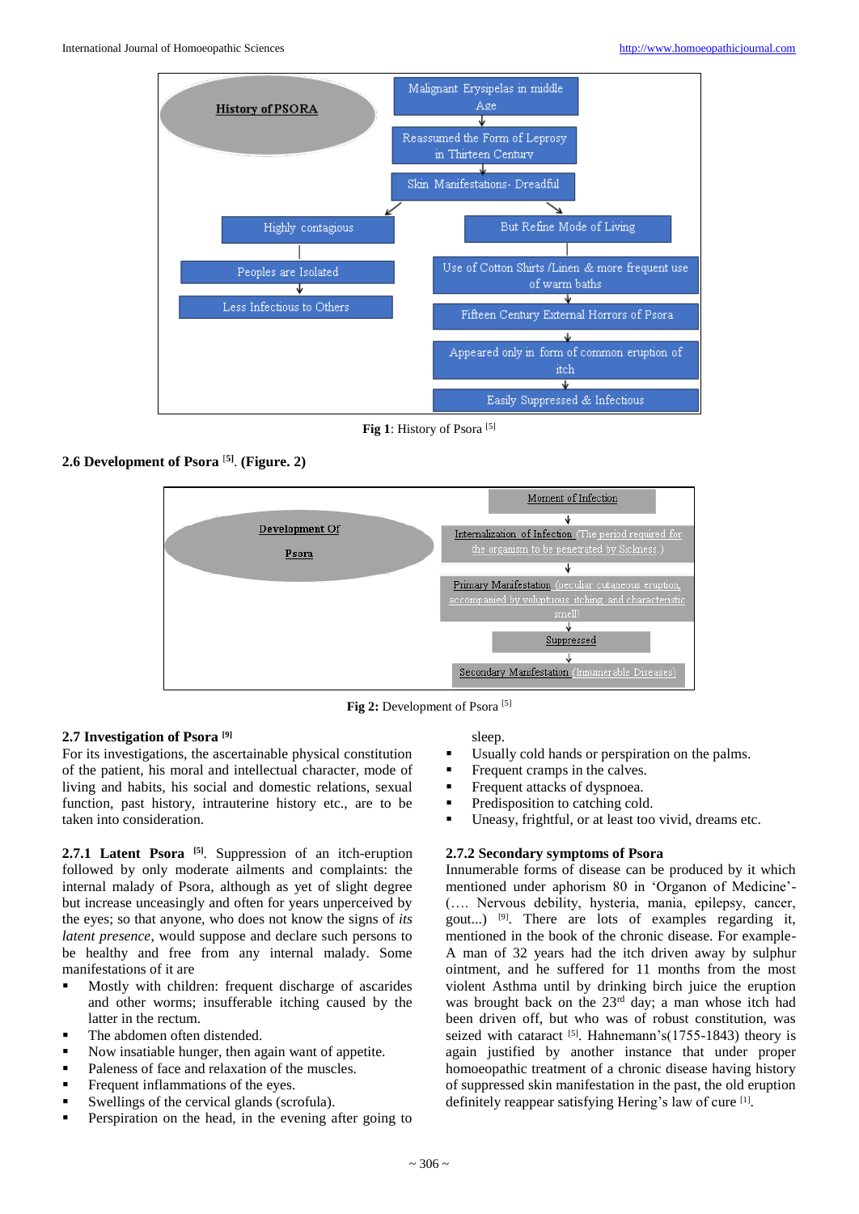History of PSORA

Malignant Erysipelas in middle Age → Reassumed the Form of Leprosy in Thirteen Century → Skin Manifestations- Dreadful

Highly contagious → Peoples are Isolated → Less Infectious to Others

But Refine Mode of Living → Use of Cotton Shirts /Linen & more frequent use of warm baths → Fifteen Century External Horrors of Psora → Appeared only in form of common eruption of itch → Easily Suppressed & Infectious

**Fig 1**: History of Psora [5]

### 2.6 Development of Psora [5]. (Figure. 2)

Development Of Psora

Moment of Infection → Internalization of Infection (The period required for the organism to be penetrated by Sickness.) → Primary Manifestation (peculiar cutaneous eruption, accompanied by voluptuous itching and characteristic smell) → Suppressed → Secondary Manifestation (Innumerable Diseases)

**Fig 2:** Development of Psora [5]

### 2.7 Investigation of Psora [9]

For its investigations, the ascertainable physical constitution of the patient, his moral and intellectual character, mode of living and habits, his social and domestic relations, sexual function, past history, intrauterine history etc., are to be taken into consideration.

**2.7.1 Latent Psora** [5]. Suppression of an itch-eruption followed by only moderate ailments and complaints: the internal malady of Psora, although as yet of slight degree but increase unceasingly and often for years unperceived by the eyes; so that anyone, who does not know the signs of *its latent presence*, would suppose and declare such persons to be healthy and free from any internal malady. Some manifestations of it are

- Mostly with children: frequent discharge of ascarides and other worms; insufferable itching caused by the latter in the rectum.
- The abdomen often distended.
- Now insatiable hunger, then again want of appetite.
- Paleness of face and relaxation of the muscles.
- Frequent inflammations of the eyes.
- Swellings of the cervical glands (scrofula).
- Perspiration on the head, in the evening after going to sleep.
- Usually cold hands or perspiration on the palms.
- Frequent cramps in the calves.
- Frequent attacks of dyspnoea.
- Predisposition to catching cold.
- Uneasy, frightful, or at least too vivid, dreams etc.

#### 2.7.2 Secondary symptoms of Psora

Innumerable forms of disease can be produced by it which mentioned under aphorism 80 in 'Organon of Medicine'- (…. Nervous debility, hysteria, mania, epilepsy, cancer, gout...) [9]. There are lots of examples regarding it, mentioned in the book of the chronic disease. For example- A man of 32 years had the itch driven away by sulphur ointment, and he suffered for 11 months from the most violent Asthma until by drinking birch juice the eruption was brought back on the 23rd day; a man whose itch had been driven off, but who was of robust constitution, was seized with cataract [5]. Hahnemann's(1755-1843) theory is again justified by another instance that under proper homoeopathic treatment of a chronic disease having history of suppressed skin manifestation in the past, the old eruption definitely reappear satisfying Hering's law of cure [1].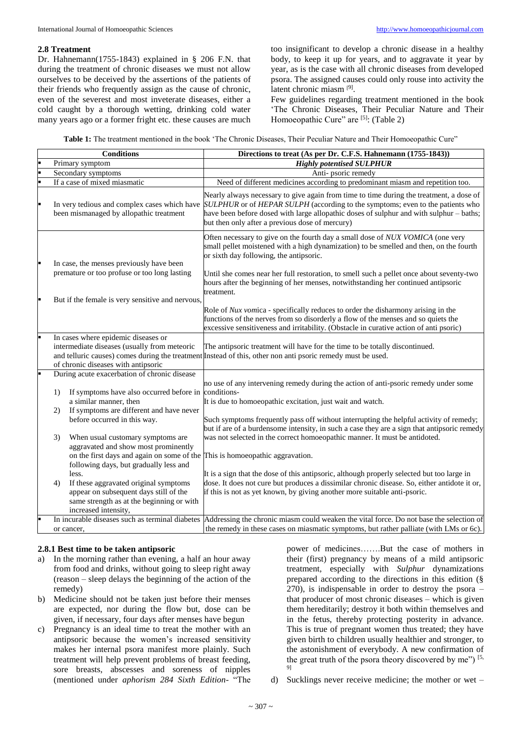## 2.8 Treatment

Dr. Hahnemann(1755-1843) explained in § 206 F.N. that during the treatment of chronic diseases we must not allow ourselves to be deceived by the assertions of the patients of their friends who frequently assign as the cause of chronic, even of the severest and most inveterate diseases, either a cold caught by a thorough wetting, drinking cold water many years ago or a former fright etc. these causes are much too insignificant to develop a chronic disease in a healthy body, to keep it up for years, and to aggravate it year by year, as is the case with all chronic diseases from developed psora. The assigned causes could only rouse into activity the latent chronic miasm [9].

Few guidelines regarding treatment mentioned in the book 'The Chronic Diseases, Their Peculiar Nature and Their Homoeopathic Cure" are [5]: (Table 2)

**Table 1:** The treatment mentioned in the book 'The Chronic Diseases, Their Peculiar Nature and Their Homoeopathic Cure"

| Conditions | Directions to treat (As per Dr. C.F.S. Hahnemann (1755-1843)) |
|---|---|
| ▪ Primary symptom | ***Highly potentised SULPHUR*** |
| ▪ Secondary symptoms | Anti- psoric remedy |
| ▪ If a case of mixed miasmatic | Need of different medicines according to predominant miasm and repetition too. |
| ▪ In very tedious and complex cases which have been mismanaged by allopathic treatment | Nearly always necessary to give again from time to time during the treatment, a dose of *SULPHUR* or of *HEPAR SULPH* (according to the symptoms; even to the patients who have been before dosed with large allopathic doses of sulphur and with sulphur – baths; but then only after a previous dose of mercury) |
| ▪ In case, the menses previously have been premature or too profuse or too long lasting<br><br>▪ But if the female is very sensitive and nervous, | Often necessary to give on the fourth day a small dose of *NUX VOMICA* (one very small pellet moistened with a high dynamization) to be smelled and then, on the fourth or sixth day following, the antipsoric.<br><br>Until she comes near her full restoration, to smell such a pellet once about seventy-two hours after the beginning of her menses, notwithstanding her continued antipsoric treatment.<br><br>Role of *Nux vom*ica - specifically reduces to order the disharmony arising in the functions of the nerves from so disorderly a flow of the menses and so quiets the excessive sensitiveness and irritability. (Obstacle in curative action of anti psoric) |
| ▪ In cases where epidemic diseases or intermediate diseases (usually from meteoric and telluric causes) comes during the treatment of chronic diseases with antipsoric | The antipsoric treatment will have for the time to be totally discontinued.<br>Instead of this, other non anti psoric remedy must be used. |
| ▪ During acute exacerbation of chronic disease<br><br>1) If symptoms have also occurred before in a similar manner, then<br>2) If symptoms are different and have never before occurred in this way.<br>3) When usual customary symptoms are aggravated and show most prominently on the first days and again on some of the following days, but gradually less and less.<br>4) If these aggravated original symptoms appear on subsequent days still of the same strength as at the beginning or with increased intensity, | no use of any intervening remedy during the action of anti-psoric remedy under some conditions-<br>It is due to homoeopathic excitation, just wait and watch.<br><br>Such symptoms frequently pass off without interrupting the helpful activity of remedy; but if are of a burdensome intensity, in such a case they are a sign that antipsoric remedy was not selected in the correct homoeopathic manner. It must be antidoted.<br><br>This is homoeopathic aggravation.<br><br>It is a sign that the dose of this antipsoric, although properly selected but too large in dose. It does not cure but produces a dissimilar chronic disease. So, either antidote it or, if this is not as yet known, by giving another more suitable anti-psoric. |
| ▪ In incurable diseases such as terminal diabetes or cancer, | Addressing the chronic miasm could weaken the vital force. Do not base the selection of the remedy in these cases on miasmatic symptoms, but rather palliate (with LMs or 6c). |

### 2.8.1 Best time to be taken antipsoric

a) In the morning rather than evening, a half an hour away from food and drinks, without going to sleep right away (reason – sleep delays the beginning of the action of the remedy)
b) Medicine should not be taken just before their menses are expected, nor during the flow but, dose can be given, if necessary, four days after menses have begun
c) Pregnancy is an ideal time to treat the mother with an antipsoric because the women's increased sensitivity makes her internal psora manifest more plainly. Such treatment will help prevent problems of breast feeding, sore breasts, abscesses and soreness of nipples (mentioned under *aphorism 284 Sixth Edition*- "The power of medicines…….But the case of mothers in their (first) pregnancy by means of a mild antipsoric treatment, especially with *Sulphur* dynamizations prepared according to the directions in this edition (§ 270), is indispensable in order to destroy the psora – that producer of most chronic diseases – which is given them hereditarily; destroy it both within themselves and in the fetus, thereby protecting posterity in advance. This is true of pregnant women thus treated; they have given birth to children usually healthier and stronger, to the astonishment of everybody. A new confirmation of the great truth of the psora theory discovered by me") [5, 9]
d) Sucklings never receive medicine; the mother or wet –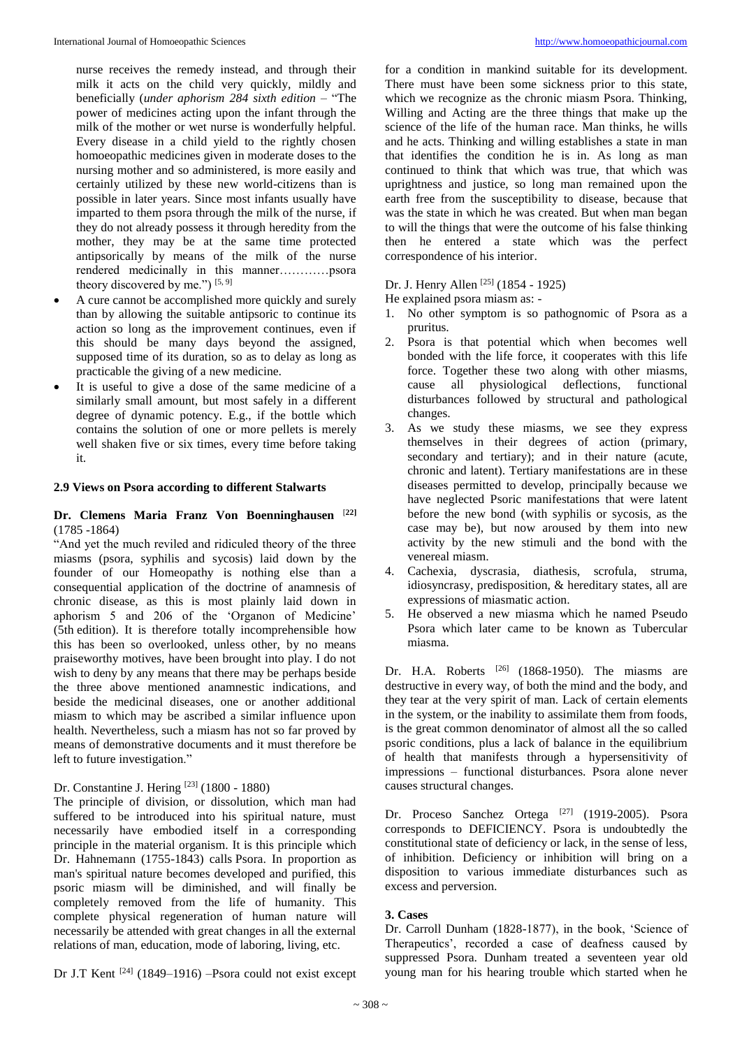nurse receives the remedy instead, and through their milk it acts on the child very quickly, mildly and beneficially (*under aphorism 284 sixth edition* – "The power of medicines acting upon the infant through the milk of the mother or wet nurse is wonderfully helpful. Every disease in a child yield to the rightly chosen homoeopathic medicines given in moderate doses to the nursing mother and so administered, is more easily and certainly utilized by these new world-citizens than is possible in later years. Since most infants usually have imparted to them psora through the milk of the nurse, if they do not already possess it through heredity from the mother, they may be at the same time protected antipsorically by means of the milk of the nurse rendered medicinally in this manner…………psora theory discovered by me.") [5, 9]

- A cure cannot be accomplished more quickly and surely than by allowing the suitable antipsoric to continue its action so long as the improvement continues, even if this should be many days beyond the assigned, supposed time of its duration, so as to delay as long as practicable the giving of a new medicine.
- It is useful to give a dose of the same medicine of a similarly small amount, but most safely in a different degree of dynamic potency. E.g., if the bottle which contains the solution of one or more pellets is merely well shaken five or six times, every time before taking it.

### 2.9 Views on Psora according to different Stalwarts

**Dr. Clemens Maria Franz Von Boenninghausen** [22] (1785 -1864)

"And yet the much reviled and ridiculed theory of the three miasms (psora, syphilis and sycosis) laid down by the founder of our Homeopathy is nothing else than a consequential application of the doctrine of anamnesis of chronic disease, as this is most plainly laid down in aphorism 5 and 206 of the 'Organon of Medicine' (5th edition). It is therefore totally incomprehensible how this has been so overlooked, unless other, by no means praiseworthy motives, have been brought into play. I do not wish to deny by any means that there may be perhaps beside the three above mentioned anamnestic indications, and beside the medicinal diseases, one or another additional miasm to which may be ascribed a similar influence upon health. Nevertheless, such a miasm has not so far proved by means of demonstrative documents and it must therefore be left to future investigation."

Dr. Constantine J. Hering [23] (1800 - 1880)

The principle of division, or dissolution, which man had suffered to be introduced into his spiritual nature, must necessarily have embodied itself in a corresponding principle in the material organism. It is this principle which Dr. Hahnemann (1755-1843) calls Psora. In proportion as man's spiritual nature becomes developed and purified, this psoric miasm will be diminished, and will finally be completely removed from the life of humanity. This complete physical regeneration of human nature will necessarily be attended with great changes in all the external relations of man, education, mode of laboring, living, etc.

Dr J.T Kent [24] (1849–1916) –Psora could not exist except for a condition in mankind suitable for its development. There must have been some sickness prior to this state, which we recognize as the chronic miasm Psora. Thinking, Willing and Acting are the three things that make up the science of the life of the human race. Man thinks, he wills and he acts. Thinking and willing establishes a state in man that identifies the condition he is in. As long as man continued to think that which was true, that which was uprightness and justice, so long man remained upon the earth free from the susceptibility to disease, because that was the state in which he was created. But when man began to will the things that were the outcome of his false thinking then he entered a state which was the perfect correspondence of his interior.

Dr. J. Henry Allen [25] (1854 - 1925)

He explained psora miasm as: -

1. No other symptom is so pathognomic of Psora as a pruritus.
2. Psora is that potential which when becomes well bonded with the life force, it cooperates with this life force. Together these two along with other miasms, cause all physiological deflections, functional disturbances followed by structural and pathological changes.
3. As we study these miasms, we see they express themselves in their degrees of action (primary, secondary and tertiary); and in their nature (acute, chronic and latent). Tertiary manifestations are in these diseases permitted to develop, principally because we have neglected Psoric manifestations that were latent before the new bond (with syphilis or sycosis, as the case may be), but now aroused by them into new activity by the new stimuli and the bond with the venereal miasm.
4. Cachexia, dyscrasia, diathesis, scrofula, struma, idiosyncrasy, predisposition, & hereditary states, all are expressions of miasmatic action.
5. He observed a new miasma which he named Pseudo Psora which later came to be known as Tubercular miasma.

Dr. H.A. Roberts [26] (1868-1950). The miasms are destructive in every way, of both the mind and the body, and they tear at the very spirit of man. Lack of certain elements in the system, or the inability to assimilate them from foods, is the great common denominator of almost all the so called psoric conditions, plus a lack of balance in the equilibrium of health that manifests through a hypersensitivity of impressions – functional disturbances. Psora alone never causes structural changes.

Dr. Proceso Sanchez Ortega [27] (1919-2005). Psora corresponds to DEFICIENCY. Psora is undoubtedly the constitutional state of deficiency or lack, in the sense of less, of inhibition. Deficiency or inhibition will bring on a disposition to various immediate disturbances such as excess and perversion.

## 3. Cases

Dr. Carroll Dunham (1828-1877), in the book, 'Science of Therapeutics', recorded a case of deafness caused by suppressed Psora. Dunham treated a seventeen year old young man for his hearing trouble which started when he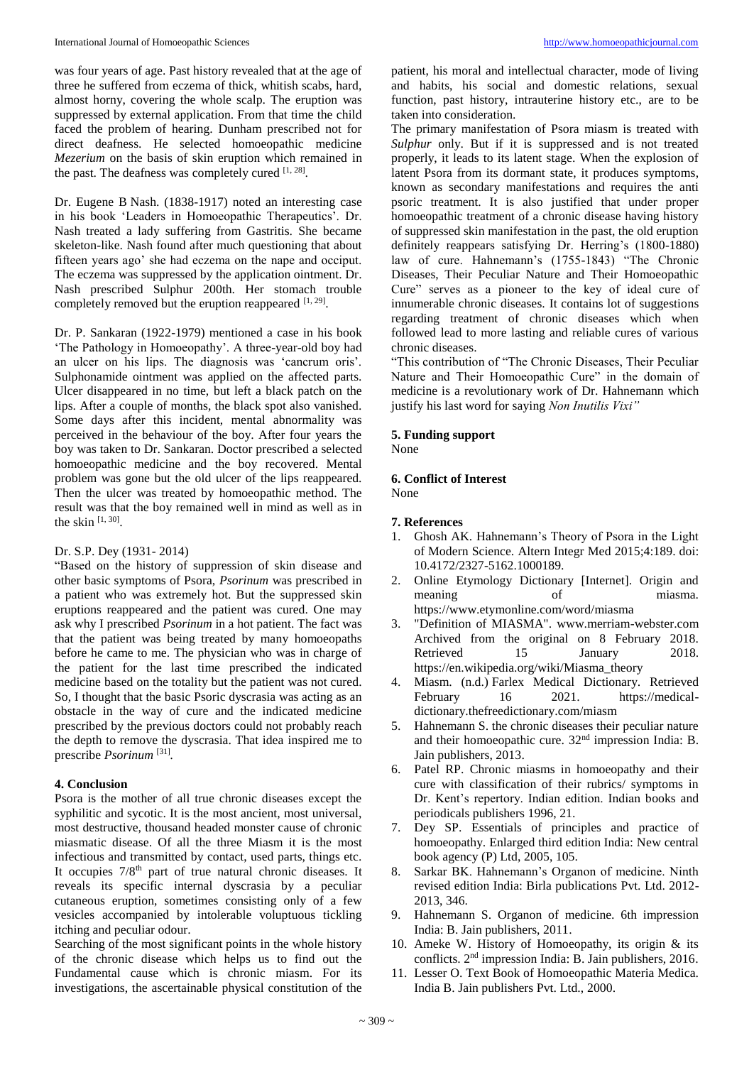was four years of age. Past history revealed that at the age of three he suffered from eczema of thick, whitish scabs, hard, almost horny, covering the whole scalp. The eruption was suppressed by external application. From that time the child faced the problem of hearing. Dunham prescribed not for direct deafness. He selected homoeopathic medicine *Mezerium* on the basis of skin eruption which remained in the past. The deafness was completely cured [1, 28].

Dr. Eugene B Nash. (1838-1917) noted an interesting case in his book 'Leaders in Homoeopathic Therapeutics'. Dr. Nash treated a lady suffering from Gastritis. She became skeleton-like. Nash found after much questioning that about fifteen years ago' she had eczema on the nape and occiput. The eczema was suppressed by the application ointment. Dr. Nash prescribed Sulphur 200th. Her stomach trouble completely removed but the eruption reappeared [1, 29].

Dr. P. Sankaran (1922-1979) mentioned a case in his book 'The Pathology in Homoeopathy'. A three-year-old boy had an ulcer on his lips. The diagnosis was 'cancrum oris'. Sulphonamide ointment was applied on the affected parts. Ulcer disappeared in no time, but left a black patch on the lips. After a couple of months, the black spot also vanished. Some days after this incident, mental abnormality was perceived in the behaviour of the boy. After four years the boy was taken to Dr. Sankaran. Doctor prescribed a selected homoeopathic medicine and the boy recovered. Mental problem was gone but the old ulcer of the lips reappeared. Then the ulcer was treated by homoeopathic method. The result was that the boy remained well in mind as well as in the skin [1, 30].

Dr. S.P. Dey (1931- 2014)

"Based on the history of suppression of skin disease and other basic symptoms of Psora, *Psorinum* was prescribed in a patient who was extremely hot. But the suppressed skin eruptions reappeared and the patient was cured. One may ask why I prescribed *Psorinum* in a hot patient. The fact was that the patient was being treated by many homoeopaths before he came to me. The physician who was in charge of the patient for the last time prescribed the indicated medicine based on the totality but the patient was not cured. So, I thought that the basic Psoric dyscrasia was acting as an obstacle in the way of cure and the indicated medicine prescribed by the previous doctors could not probably reach the depth to remove the dyscrasia. That idea inspired me to prescribe *Psorinum* [31].

## 4. Conclusion

Psora is the mother of all true chronic diseases except the syphilitic and sycotic. It is the most ancient, most universal, most destructive, thousand headed monster cause of chronic miasmatic disease. Of all the three Miasm it is the most infectious and transmitted by contact, used parts, things etc. It occupies 7/8th part of true natural chronic diseases. It reveals its specific internal dyscrasia by a peculiar cutaneous eruption, sometimes consisting only of a few vesicles accompanied by intolerable voluptuous tickling itching and peculiar odour.

Searching of the most significant points in the whole history of the chronic disease which helps us to find out the Fundamental cause which is chronic miasm. For its investigations, the ascertainable physical constitution of the patient, his moral and intellectual character, mode of living and habits, his social and domestic relations, sexual function, past history, intrauterine history etc., are to be taken into consideration.

The primary manifestation of Psora miasm is treated with *Sulphur* only. But if it is suppressed and is not treated properly, it leads to its latent stage. When the explosion of latent Psora from its dormant state, it produces symptoms, known as secondary manifestations and requires the anti psoric treatment. It is also justified that under proper homoeopathic treatment of a chronic disease having history of suppressed skin manifestation in the past, the old eruption definitely reappears satisfying Dr. Herring's (1800-1880) law of cure. Hahnemann's (1755-1843) "The Chronic Diseases, Their Peculiar Nature and Their Homoeopathic Cure" serves as a pioneer to the key of ideal cure of innumerable chronic diseases. It contains lot of suggestions regarding treatment of chronic diseases which when followed lead to more lasting and reliable cures of various chronic diseases.

"This contribution of "The Chronic Diseases, Their Peculiar Nature and Their Homoeopathic Cure" in the domain of medicine is a revolutionary work of Dr. Hahnemann which justify his last word for saying *Non Inutilis Vixi"*

## 5. Funding support

None

## 6. Conflict of Interest

None

## 7. References

1. Ghosh AK. Hahnemann's Theory of Psora in the Light of Modern Science. Altern Integr Med 2015;4:189. doi: 10.4172/2327-5162.1000189.
2. Online Etymology Dictionary [Internet]. Origin and meaning of miasma. https://www.etymonline.com/word/miasma
3. "Definition of MIASMA". www.merriam-webster.com Archived from the original on 8 February 2018. Retrieved 15 January 2018. https://en.wikipedia.org/wiki/Miasma_theory
4. Miasm. (n.d.) Farlex Medical Dictionary. Retrieved February 16 2021. https://medical-dictionary.thefreedictionary.com/miasm
5. Hahnemann S. the chronic diseases their peculiar nature and their homoeopathic cure. 32nd impression India: B. Jain publishers, 2013.
6. Patel RP. Chronic miasms in homoeopathy and their cure with classification of their rubrics/ symptoms in Dr. Kent's repertory. Indian edition. Indian books and periodicals publishers 1996, 21.
7. Dey SP. Essentials of principles and practice of homoeopathy. Enlarged third edition India: New central book agency (P) Ltd, 2005, 105.
8. Sarkar BK. Hahnemann's Organon of medicine. Ninth revised edition India: Birla publications Pvt. Ltd. 2012-2013, 346.
9. Hahnemann S. Organon of medicine. 6th impression India: B. Jain publishers, 2011.
10. Ameke W. History of Homoeopathy, its origin & its conflicts. 2nd impression India: B. Jain publishers, 2016.
11. Lesser O. Text Book of Homoeopathic Materia Medica. India B. Jain publishers Pvt. Ltd., 2000.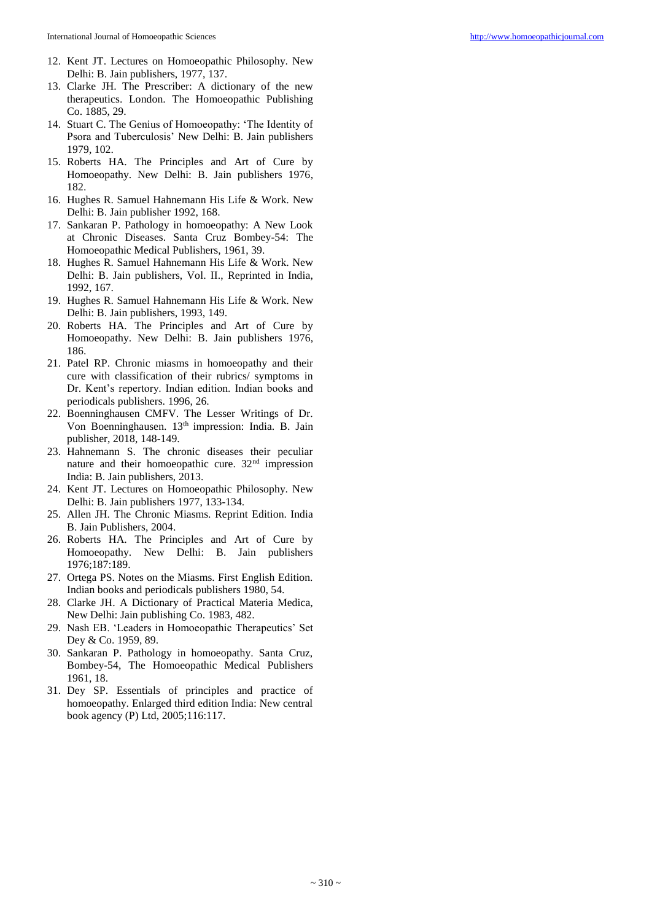12. Kent JT. Lectures on Homoeopathic Philosophy. New Delhi: B. Jain publishers, 1977, 137.
13. Clarke JH. The Prescriber: A dictionary of the new therapeutics. London. The Homoeopathic Publishing Co. 1885, 29.
14. Stuart C. The Genius of Homoeopathy: 'The Identity of Psora and Tuberculosis' New Delhi: B. Jain publishers 1979, 102.
15. Roberts HA. The Principles and Art of Cure by Homoeopathy. New Delhi: B. Jain publishers 1976, 182.
16. Hughes R. Samuel Hahnemann His Life & Work. New Delhi: B. Jain publisher 1992, 168.
17. Sankaran P. Pathology in homoeopathy: A New Look at Chronic Diseases. Santa Cruz Bombey-54: The Homoeopathic Medical Publishers, 1961, 39.
18. Hughes R. Samuel Hahnemann His Life & Work. New Delhi: B. Jain publishers, Vol. II., Reprinted in India, 1992, 167.
19. Hughes R. Samuel Hahnemann His Life & Work. New Delhi: B. Jain publishers, 1993, 149.
20. Roberts HA. The Principles and Art of Cure by Homoeopathy. New Delhi: B. Jain publishers 1976, 186.
21. Patel RP. Chronic miasms in homoeopathy and their cure with classification of their rubrics/ symptoms in Dr. Kent's repertory. Indian edition. Indian books and periodicals publishers. 1996, 26.
22. Boenninghausen CMFV. The Lesser Writings of Dr. Von Boenninghausen. 13th impression: India. B. Jain publisher, 2018, 148-149.
23. Hahnemann S. The chronic diseases their peculiar nature and their homoeopathic cure. 32nd impression India: B. Jain publishers, 2013.
24. Kent JT. Lectures on Homoeopathic Philosophy. New Delhi: B. Jain publishers 1977, 133-134.
25. Allen JH. The Chronic Miasms. Reprint Edition. India B. Jain Publishers, 2004.
26. Roberts HA. The Principles and Art of Cure by Homoeopathy. New Delhi: B. Jain publishers 1976;187:189.
27. Ortega PS. Notes on the Miasms. First English Edition. Indian books and periodicals publishers 1980, 54.
28. Clarke JH. A Dictionary of Practical Materia Medica, New Delhi: Jain publishing Co. 1983, 482.
29. Nash EB. 'Leaders in Homoeopathic Therapeutics' Set Dey & Co. 1959, 89.
30. Sankaran P. Pathology in homoeopathy. Santa Cruz, Bombey-54, The Homoeopathic Medical Publishers 1961, 18.
31. Dey SP. Essentials of principles and practice of homoeopathy. Enlarged third edition India: New central book agency (P) Ltd, 2005;116:117.